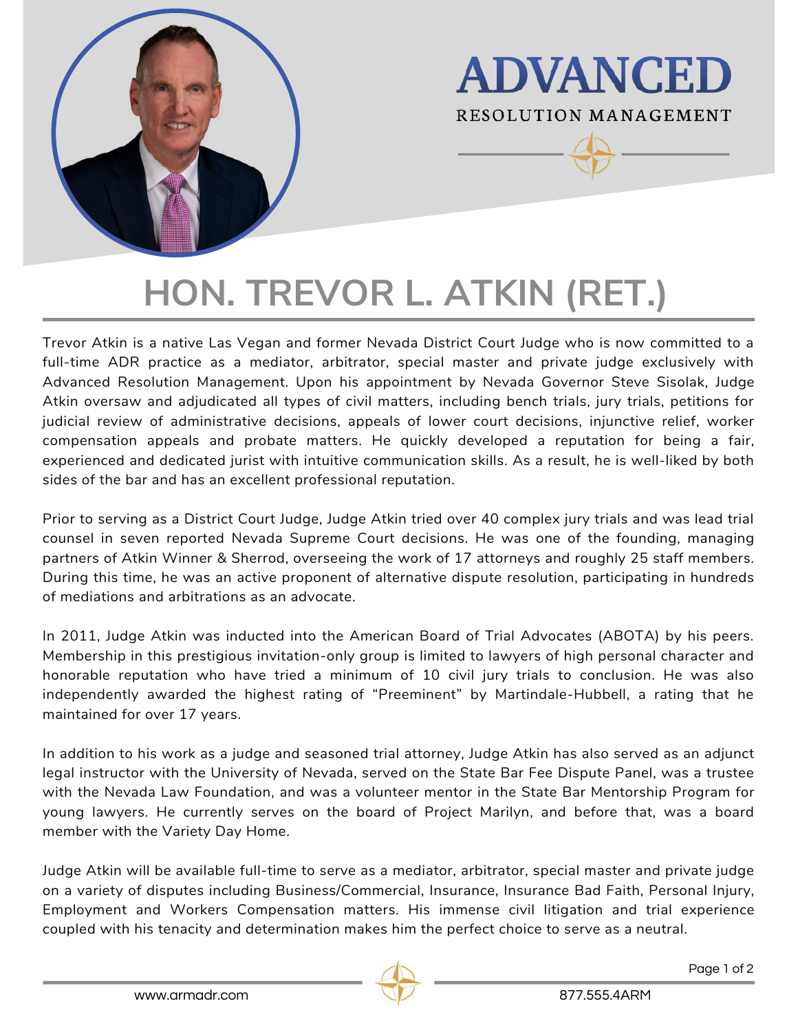ADVANCED

RESOLUTION MANAGEMENT

# HON. TREVOR L. ATKIN (RET.)

Trevor Atkin is a native Las Vegan and former Nevada District Court Judge who is now committed to a full-time ADR practice as a mediator, arbitrator, special master and private judge exclusively with Advanced Resolution Management. Upon his appointment by Nevada Governor Steve Sisolak, Judge Atkin oversaw and adjudicated all types of civil matters, including bench trials, jury trials, petitions for judicial review of administrative decisions, appeals of lower court decisions, injunctive relief, worker compensation appeals and probate matters. He quickly developed a reputation for being a fair, experienced and dedicated jurist with intuitive communication skills. As a result, he is well-liked by both sides of the bar and has an excellent professional reputation.

Prior to serving as a District Court Judge, Judge Atkin tried over 40 complex jury trials and was lead trial counsel in seven reported Nevada Supreme Court decisions. He was one of the founding, managing partners of Atkin Winner & Sherrod, overseeing the work of 17 attorneys and roughly 25 staff members. During this time, he was an active proponent of alternative dispute resolution, participating in hundreds of mediations and arbitrations as an advocate.

In 2011, Judge Atkin was inducted into the American Board of Trial Advocates (ABOTA) by his peers. Membership in this prestigious invitation-only group is limited to lawyers of high personal character and honorable reputation who have tried a minimum of 10 civil jury trials to conclusion. He was also independently awarded the highest rating of "Preeminent" by Martindale-Hubbell, a rating that he maintained for over 17 years.

In addition to his work as a judge and seasoned trial attorney, Judge Atkin has also served as an adjunct legal instructor with the University of Nevada, served on the State Bar Fee Dispute Panel, was a trustee with the Nevada Law Foundation, and was a volunteer mentor in the State Bar Mentorship Program for young lawyers. He currently serves on the board of Project Marilyn, and before that, was a board member with the Variety Day Home.

Judge Atkin will be available full-time to serve as a mediator, arbitrator, special master and private judge on a variety of disputes including Business/Commercial, Insurance, Insurance Bad Faith, Personal Injury, Employment and Workers Compensation matters. His immense civil litigation and trial experience coupled with his tenacity and determination makes him the perfect choice to serve as a neutral.

www.armadr.com

877.555.4ARM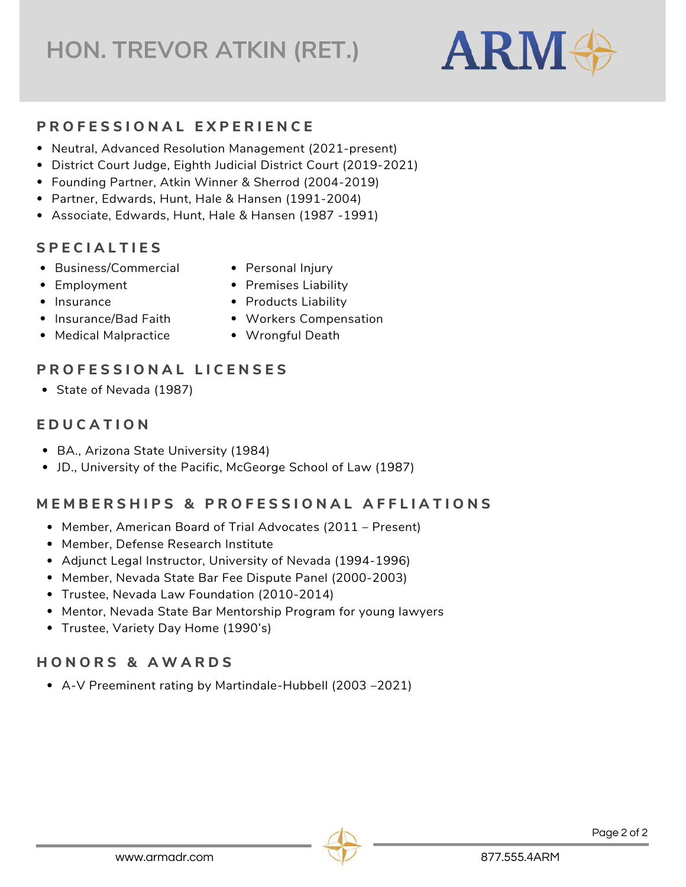# HON. TREVOR ATKIN (RET.)

ARM

## PROFESSIONAL EXPERIENCE

- Neutral, Advanced Resolution Management (2021-present)
- District Court Judge, Eighth Judicial District Court (2019-2021)
- Founding Partner, Atkin Winner & Sherrod (2004-2019)
- Partner, Edwards, Hunt, Hale & Hansen (1991-2004)
- Associate, Edwards, Hunt, Hale & Hansen (1987 -1991)

## SPECIALTIES

- Business/Commercial
- Employment
- Insurance
- Insurance/Bad Faith
- Medical Malpractice
- Personal Injury
- Premises Liability
- Products Liability
- Workers Compensation
- Wrongful Death

## PROFESSIONAL LICENSES

- State of Nevada (1987)

## EDUCATION

- BA., Arizona State University (1984)
- JD., University of the Pacific, McGeorge School of Law (1987)

## MEMBERSHIPS & PROFESSIONAL AFFLIATIONS

- Member, American Board of Trial Advocates (2011 – Present)
- Member, Defense Research Institute
- Adjunct Legal Instructor, University of Nevada (1994-1996)
- Member, Nevada State Bar Fee Dispute Panel (2000-2003)
- Trustee, Nevada Law Foundation (2010-2014)
- Mentor, Nevada State Bar Mentorship Program for young lawyers
- Trustee, Variety Day Home (1990's)

## HONORS & AWARDS

- A-V Preeminent rating by Martindale-Hubbell (2003 –2021)

www.armadr.com

877.555.4ARM